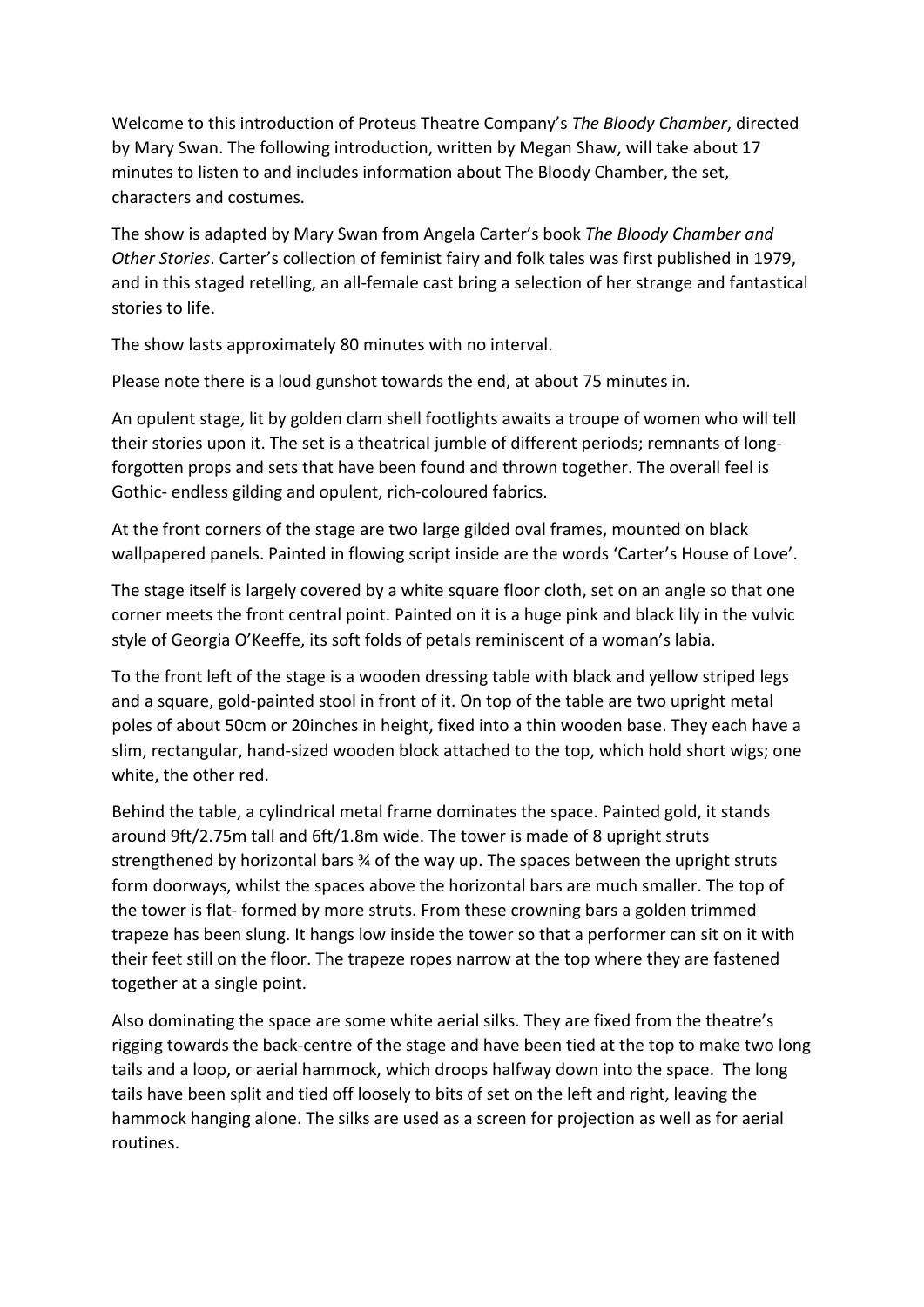Welcome to this introduction of Proteus Theatre Company's *The Bloody Chamber*, directed by Mary Swan. The following introduction, written by Megan Shaw, will take about 17 minutes to listen to and includes information about The Bloody Chamber, the set, characters and costumes.

The show is adapted by Mary Swan from Angela Carter's book *The Bloody Chamber and Other Stories*. Carter's collection of feminist fairy and folk tales was first published in 1979, and in this staged retelling, an all-female cast bring a selection of her strange and fantastical stories to life.

The show lasts approximately 80 minutes with no interval.

Please note there is a loud gunshot towards the end, at about 75 minutes in.

An opulent stage, lit by golden clam shell footlights awaits a troupe of women who will tell their stories upon it. The set is a theatrical jumble of different periods; remnants of long-forgotten props and sets that have been found and thrown together. The overall feel is Gothic- endless gilding and opulent, rich-coloured fabrics.

At the front corners of the stage are two large gilded oval frames, mounted on black wallpapered panels. Painted in flowing script inside are the words 'Carter's House of Love'.

The stage itself is largely covered by a white square floor cloth, set on an angle so that one corner meets the front central point. Painted on it is a huge pink and black lily in the vulvic style of Georgia O'Keeffe, its soft folds of petals reminiscent of a woman's labia.

To the front left of the stage is a wooden dressing table with black and yellow striped legs and a square, gold-painted stool in front of it. On top of the table are two upright metal poles of about 50cm or 20inches in height, fixed into a thin wooden base. They each have a slim, rectangular, hand-sized wooden block attached to the top, which hold short wigs; one white, the other red.

Behind the table, a cylindrical metal frame dominates the space. Painted gold, it stands around 9ft/2.75m tall and 6ft/1.8m wide. The tower is made of 8 upright struts strengthened by horizontal bars ¾ of the way up. The spaces between the upright struts form doorways, whilst the spaces above the horizontal bars are much smaller. The top of the tower is flat- formed by more struts. From these crowning bars a golden trimmed trapeze has been slung. It hangs low inside the tower so that a performer can sit on it with their feet still on the floor. The trapeze ropes narrow at the top where they are fastened together at a single point.

Also dominating the space are some white aerial silks. They are fixed from the theatre's rigging towards the back-centre of the stage and have been tied at the top to make two long tails and a loop, or aerial hammock, which droops halfway down into the space. The long tails have been split and tied off loosely to bits of set on the left and right, leaving the hammock hanging alone. The silks are used as a screen for projection as well as for aerial routines.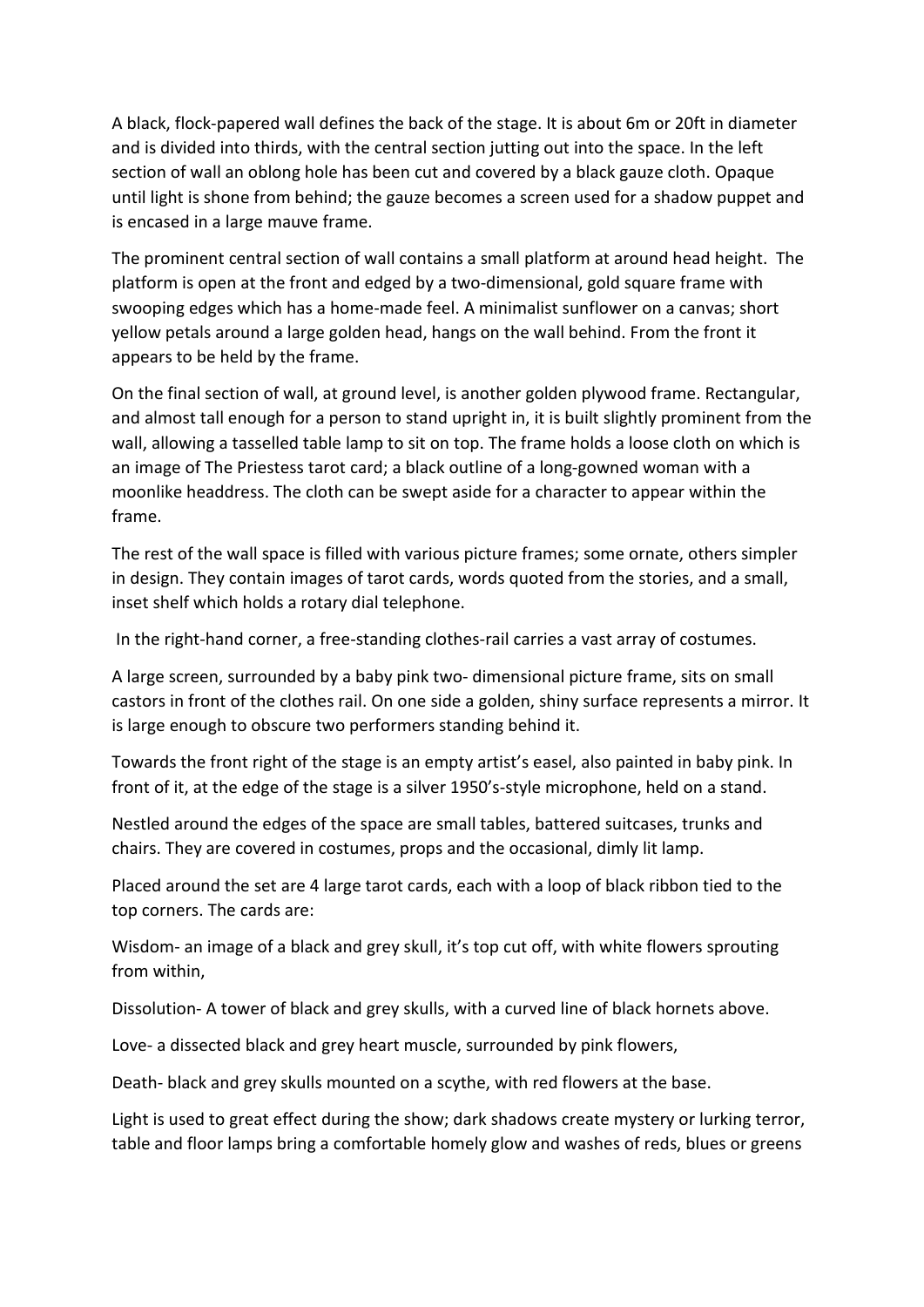A black, flock-papered wall defines the back of the stage. It is about 6m or 20ft in diameter and is divided into thirds, with the central section jutting out into the space. In the left section of wall an oblong hole has been cut and covered by a black gauze cloth. Opaque until light is shone from behind; the gauze becomes a screen used for a shadow puppet and is encased in a large mauve frame.

The prominent central section of wall contains a small platform at around head height. The platform is open at the front and edged by a two-dimensional, gold square frame with swooping edges which has a home-made feel. A minimalist sunflower on a canvas; short yellow petals around a large golden head, hangs on the wall behind. From the front it appears to be held by the frame.

On the final section of wall, at ground level, is another golden plywood frame. Rectangular, and almost tall enough for a person to stand upright in, it is built slightly prominent from the wall, allowing a tasselled table lamp to sit on top. The frame holds a loose cloth on which is an image of The Priestess tarot card; a black outline of a long-gowned woman with a moonlike headdress. The cloth can be swept aside for a character to appear within the frame.

The rest of the wall space is filled with various picture frames; some ornate, others simpler in design. They contain images of tarot cards, words quoted from the stories, and a small, inset shelf which holds a rotary dial telephone.

In the right-hand corner, a free-standing clothes-rail carries a vast array of costumes.

A large screen, surrounded by a baby pink two- dimensional picture frame, sits on small castors in front of the clothes rail. On one side a golden, shiny surface represents a mirror. It is large enough to obscure two performers standing behind it.

Towards the front right of the stage is an empty artist's easel, also painted in baby pink. In front of it, at the edge of the stage is a silver 1950's-style microphone, held on a stand.

Nestled around the edges of the space are small tables, battered suitcases, trunks and chairs. They are covered in costumes, props and the occasional, dimly lit lamp.

Placed around the set are 4 large tarot cards, each with a loop of black ribbon tied to the top corners. The cards are:

Wisdom- an image of a black and grey skull, it's top cut off, with white flowers sprouting from within,

Dissolution- A tower of black and grey skulls, with a curved line of black hornets above.

Love- a dissected black and grey heart muscle, surrounded by pink flowers,

Death- black and grey skulls mounted on a scythe, with red flowers at the base.

Light is used to great effect during the show; dark shadows create mystery or lurking terror, table and floor lamps bring a comfortable homely glow and washes of reds, blues or greens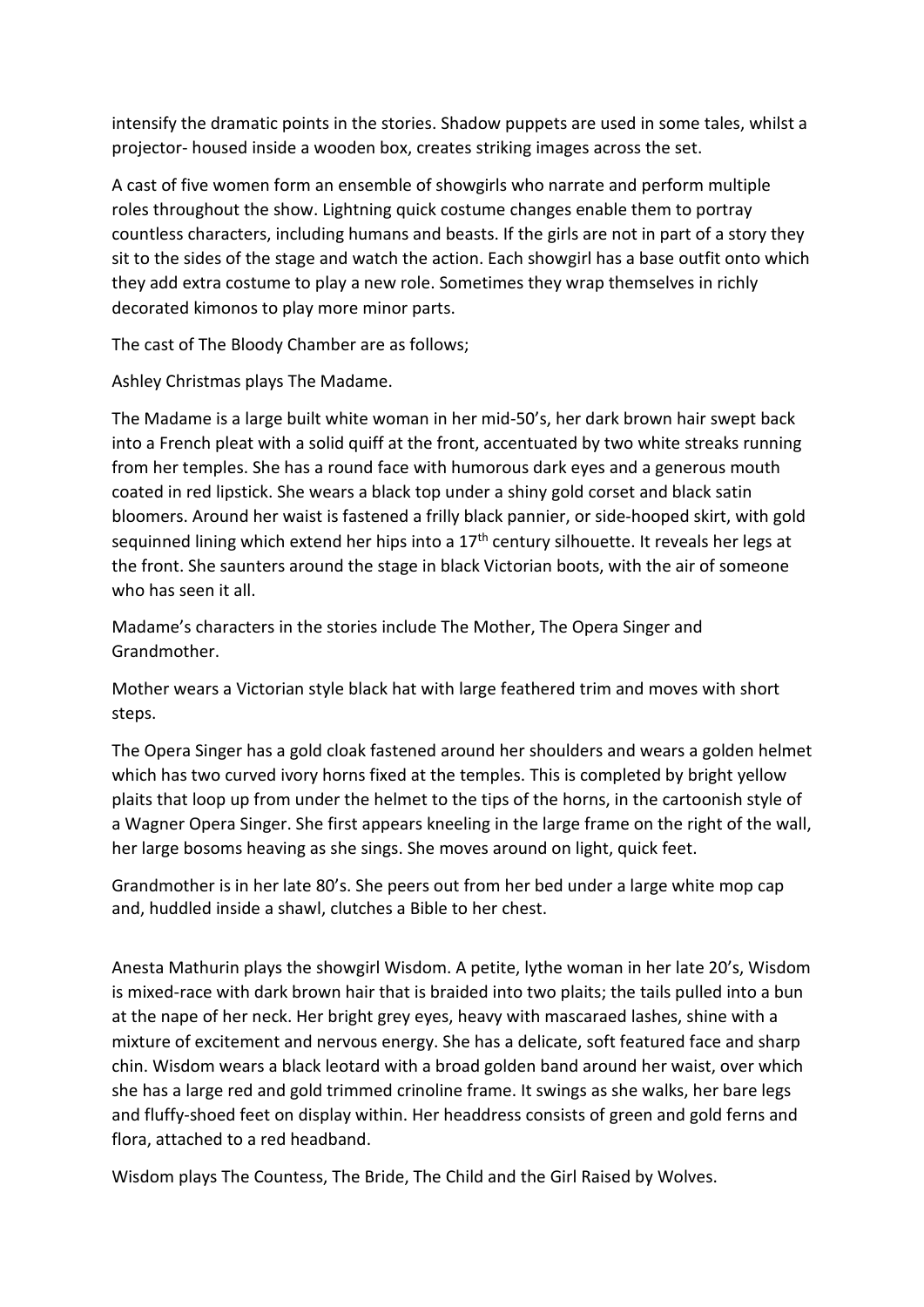intensify the dramatic points in the stories. Shadow puppets are used in some tales, whilst a projector- housed inside a wooden box, creates striking images across the set.

A cast of five women form an ensemble of showgirls who narrate and perform multiple roles throughout the show. Lightning quick costume changes enable them to portray countless characters, including humans and beasts. If the girls are not in part of a story they sit to the sides of the stage and watch the action. Each showgirl has a base outfit onto which they add extra costume to play a new role. Sometimes they wrap themselves in richly decorated kimonos to play more minor parts.

The cast of The Bloody Chamber are as follows;

Ashley Christmas plays The Madame.

The Madame is a large built white woman in her mid-50's, her dark brown hair swept back into a French pleat with a solid quiff at the front, accentuated by two white streaks running from her temples. She has a round face with humorous dark eyes and a generous mouth coated in red lipstick. She wears a black top under a shiny gold corset and black satin bloomers. Around her waist is fastened a frilly black pannier, or side-hooped skirt, with gold sequinned lining which extend her hips into a 17th century silhouette. It reveals her legs at the front. She saunters around the stage in black Victorian boots, with the air of someone who has seen it all.

Madame's characters in the stories include The Mother, The Opera Singer and Grandmother.

Mother wears a Victorian style black hat with large feathered trim and moves with short steps.

The Opera Singer has a gold cloak fastened around her shoulders and wears a golden helmet which has two curved ivory horns fixed at the temples. This is completed by bright yellow plaits that loop up from under the helmet to the tips of the horns, in the cartoonish style of a Wagner Opera Singer. She first appears kneeling in the large frame on the right of the wall, her large bosoms heaving as she sings. She moves around on light, quick feet.

Grandmother is in her late 80's. She peers out from her bed under a large white mop cap and, huddled inside a shawl, clutches a Bible to her chest.

Anesta Mathurin plays the showgirl Wisdom. A petite, lythe woman in her late 20's, Wisdom is mixed-race with dark brown hair that is braided into two plaits; the tails pulled into a bun at the nape of her neck. Her bright grey eyes, heavy with mascaraed lashes, shine with a mixture of excitement and nervous energy. She has a delicate, soft featured face and sharp chin. Wisdom wears a black leotard with a broad golden band around her waist, over which she has a large red and gold trimmed crinoline frame. It swings as she walks, her bare legs and fluffy-shoed feet on display within. Her headdress consists of green and gold ferns and flora, attached to a red headband.

Wisdom plays The Countess, The Bride, The Child and the Girl Raised by Wolves.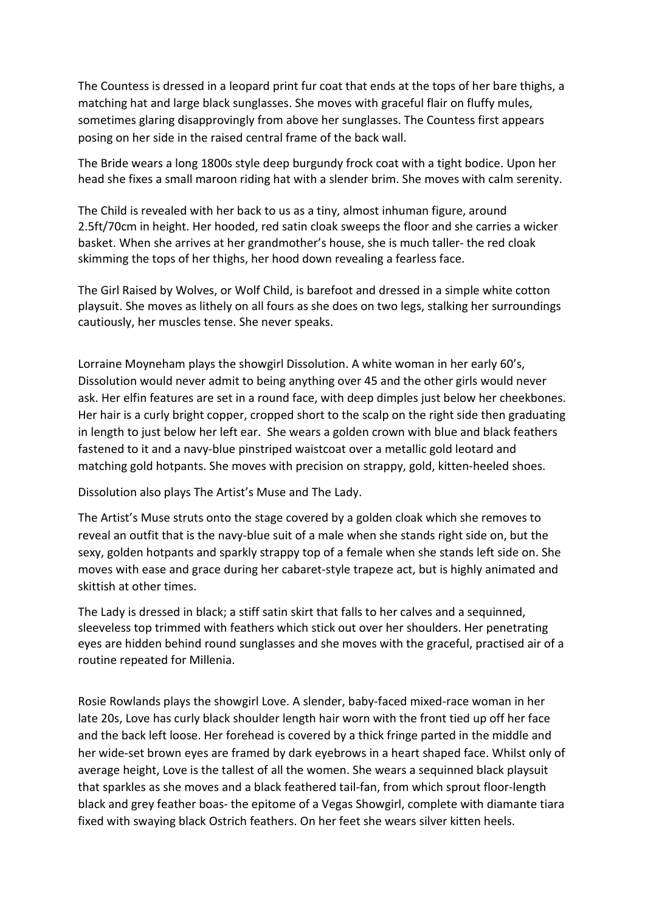The Countess is dressed in a leopard print fur coat that ends at the tops of her bare thighs, a matching hat and large black sunglasses. She moves with graceful flair on fluffy mules, sometimes glaring disapprovingly from above her sunglasses. The Countess first appears posing on her side in the raised central frame of the back wall.

The Bride wears a long 1800s style deep burgundy frock coat with a tight bodice. Upon her head she fixes a small maroon riding hat with a slender brim. She moves with calm serenity.

The Child is revealed with her back to us as a tiny, almost inhuman figure, around 2.5ft/70cm in height. Her hooded, red satin cloak sweeps the floor and she carries a wicker basket. When she arrives at her grandmother's house, she is much taller- the red cloak skimming the tops of her thighs, her hood down revealing a fearless face.

The Girl Raised by Wolves, or Wolf Child, is barefoot and dressed in a simple white cotton playsuit. She moves as lithely on all fours as she does on two legs, stalking her surroundings cautiously, her muscles tense. She never speaks.

Lorraine Moyneham plays the showgirl Dissolution. A white woman in her early 60's, Dissolution would never admit to being anything over 45 and the other girls would never ask. Her elfin features are set in a round face, with deep dimples just below her cheekbones. Her hair is a curly bright copper, cropped short to the scalp on the right side then graduating in length to just below her left ear. She wears a golden crown with blue and black feathers fastened to it and a navy-blue pinstriped waistcoat over a metallic gold leotard and matching gold hotpants. She moves with precision on strappy, gold, kitten-heeled shoes.

Dissolution also plays The Artist's Muse and The Lady.

The Artist's Muse struts onto the stage covered by a golden cloak which she removes to reveal an outfit that is the navy-blue suit of a male when she stands right side on, but the sexy, golden hotpants and sparkly strappy top of a female when she stands left side on. She moves with ease and grace during her cabaret-style trapeze act, but is highly animated and skittish at other times.

The Lady is dressed in black; a stiff satin skirt that falls to her calves and a sequinned, sleeveless top trimmed with feathers which stick out over her shoulders. Her penetrating eyes are hidden behind round sunglasses and she moves with the graceful, practised air of a routine repeated for Millenia.

Rosie Rowlands plays the showgirl Love. A slender, baby-faced mixed-race woman in her late 20s, Love has curly black shoulder length hair worn with the front tied up off her face and the back left loose. Her forehead is covered by a thick fringe parted in the middle and her wide-set brown eyes are framed by dark eyebrows in a heart shaped face. Whilst only of average height, Love is the tallest of all the women. She wears a sequinned black playsuit that sparkles as she moves and a black feathered tail-fan, from which sprout floor-length black and grey feather boas- the epitome of a Vegas Showgirl, complete with diamante tiara fixed with swaying black Ostrich feathers. On her feet she wears silver kitten heels.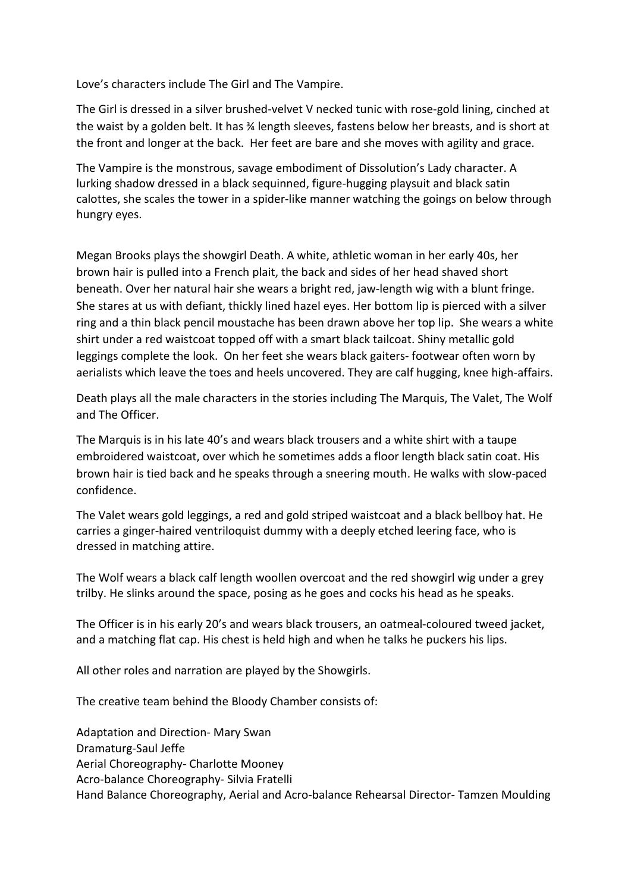Love's characters include The Girl and The Vampire.

The Girl is dressed in a silver brushed-velvet V necked tunic with rose-gold lining, cinched at the waist by a golden belt. It has ¾ length sleeves, fastens below her breasts, and is short at the front and longer at the back. Her feet are bare and she moves with agility and grace.

The Vampire is the monstrous, savage embodiment of Dissolution's Lady character. A lurking shadow dressed in a black sequinned, figure-hugging playsuit and black satin calottes, she scales the tower in a spider-like manner watching the goings on below through hungry eyes.

Megan Brooks plays the showgirl Death. A white, athletic woman in her early 40s, her brown hair is pulled into a French plait, the back and sides of her head shaved short beneath. Over her natural hair she wears a bright red, jaw-length wig with a blunt fringe. She stares at us with defiant, thickly lined hazel eyes. Her bottom lip is pierced with a silver ring and a thin black pencil moustache has been drawn above her top lip. She wears a white shirt under a red waistcoat topped off with a smart black tailcoat. Shiny metallic gold leggings complete the look. On her feet she wears black gaiters- footwear often worn by aerialists which leave the toes and heels uncovered. They are calf hugging, knee high-affairs.

Death plays all the male characters in the stories including The Marquis, The Valet, The Wolf and The Officer.

The Marquis is in his late 40's and wears black trousers and a white shirt with a taupe embroidered waistcoat, over which he sometimes adds a floor length black satin coat. His brown hair is tied back and he speaks through a sneering mouth. He walks with slow-paced confidence.

The Valet wears gold leggings, a red and gold striped waistcoat and a black bellboy hat. He carries a ginger-haired ventriloquist dummy with a deeply etched leering face, who is dressed in matching attire.

The Wolf wears a black calf length woollen overcoat and the red showgirl wig under a grey trilby. He slinks around the space, posing as he goes and cocks his head as he speaks.

The Officer is in his early 20's and wears black trousers, an oatmeal-coloured tweed jacket, and a matching flat cap. His chest is held high and when he talks he puckers his lips.

All other roles and narration are played by the Showgirls.

The creative team behind the Bloody Chamber consists of:

Adaptation and Direction- Mary Swan
Dramaturg-Saul Jeffe
Aerial Choreography- Charlotte Mooney
Acro-balance Choreography- Silvia Fratelli
Hand Balance Choreography, Aerial and Acro-balance Rehearsal Director- Tamzen Moulding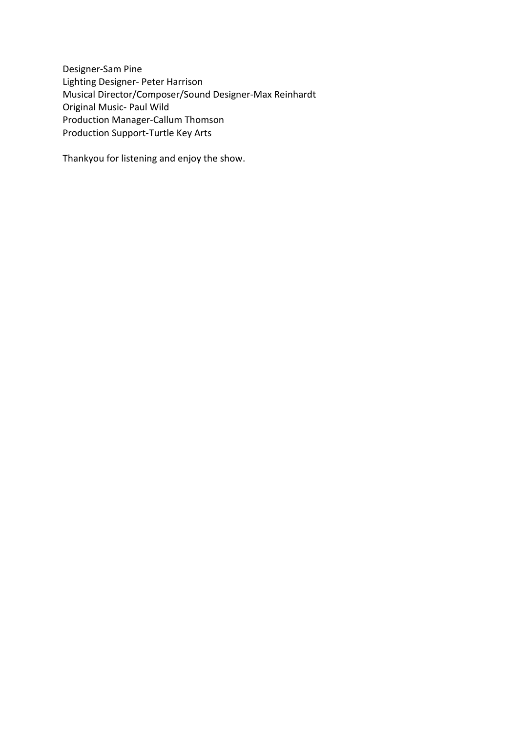Designer-Sam Pine
Lighting Designer- Peter Harrison
Musical Director/Composer/Sound Designer-Max Reinhardt
Original Music- Paul Wild
Production Manager-Callum Thomson
Production Support-Turtle Key Arts

Thankyou for listening and enjoy the show.